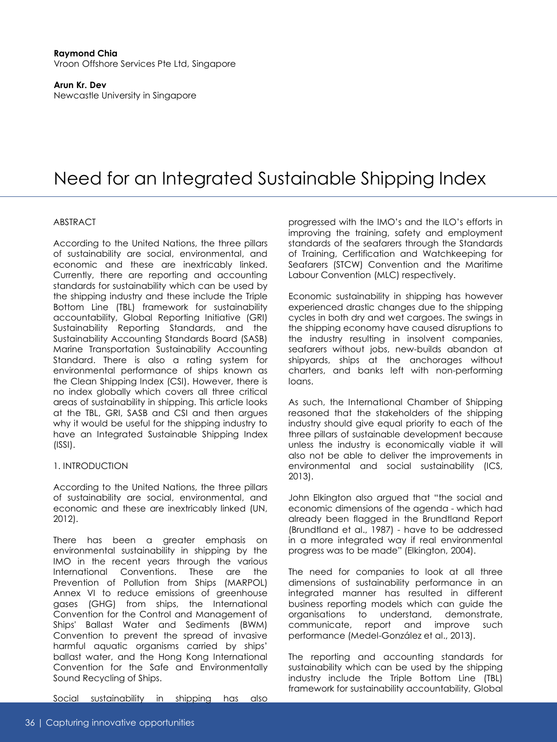**Raymond Chia**
Vroon Offshore Services Pte Ltd, Singapore

**Arun Kr. Dev**
Newcastle University in Singapore

# Need for an Integrated Sustainable Shipping Index

## ABSTRACT

According to the United Nations, the three pillars of sustainability are social, environmental, and economic and these are inextricably linked. Currently, there are reporting and accounting standards for sustainability which can be used by the shipping industry and these include the Triple Bottom Line (TBL) framework for sustainability accountability, Global Reporting Initiative (GRI) Sustainability Reporting Standards, and the Sustainability Accounting Standards Board (SASB) Marine Transportation Sustainability Accounting Standard. There is also a rating system for environmental performance of ships known as the Clean Shipping Index (CSI). However, there is no index globally which covers all three critical areas of sustainability in shipping. This article looks at the TBL, GRI, SASB and CSI and then argues why it would be useful for the shipping industry to have an Integrated Sustainable Shipping Index (ISSI).

## 1. INTRODUCTION

According to the United Nations, the three pillars of sustainability are social, environmental, and economic and these are inextricably linked (UN, 2012).

There has been a greater emphasis on environmental sustainability in shipping by the IMO in the recent years through the various International Conventions. These are the Prevention of Pollution from Ships (MARPOL) Annex VI to reduce emissions of greenhouse gases (GHG) from ships, the International Convention for the Control and Management of Ships' Ballast Water and Sediments (BWM) Convention to prevent the spread of invasive harmful aquatic organisms carried by ships' ballast water, and the Hong Kong International Convention for the Safe and Environmentally Sound Recycling of Ships.

Social sustainability in shipping has also progressed with the IMO's and the ILO's efforts in improving the training, safety and employment standards of the seafarers through the Standards of Training, Certification and Watchkeeping for Seafarers (STCW) Convention and the Maritime Labour Convention (MLC) respectively.

Economic sustainability in shipping has however experienced drastic changes due to the shipping cycles in both dry and wet cargoes. The swings in the shipping economy have caused disruptions to the industry resulting in insolvent companies, seafarers without jobs, new-builds abandon at shipyards, ships at the anchorages without charters, and banks left with non-performing loans.

As such, the International Chamber of Shipping reasoned that the stakeholders of the shipping industry should give equal priority to each of the three pillars of sustainable development because unless the industry is economically viable it will also not be able to deliver the improvements in environmental and social sustainability (ICS, 2013).

John Elkington also argued that "the social and economic dimensions of the agenda - which had already been flagged in the Brundtland Report (Brundtland et al., 1987) - have to be addressed in a more integrated way if real environmental progress was to be made" (Elkington, 2004).

The need for companies to look at all three dimensions of sustainability performance in an integrated manner has resulted in different business reporting models which can guide the organisations to understand, demonstrate, communicate, report and improve such performance (Medel-González et al., 2013).

The reporting and accounting standards for sustainability which can be used by the shipping industry include the Triple Bottom Line (TBL) framework for sustainability accountability, Global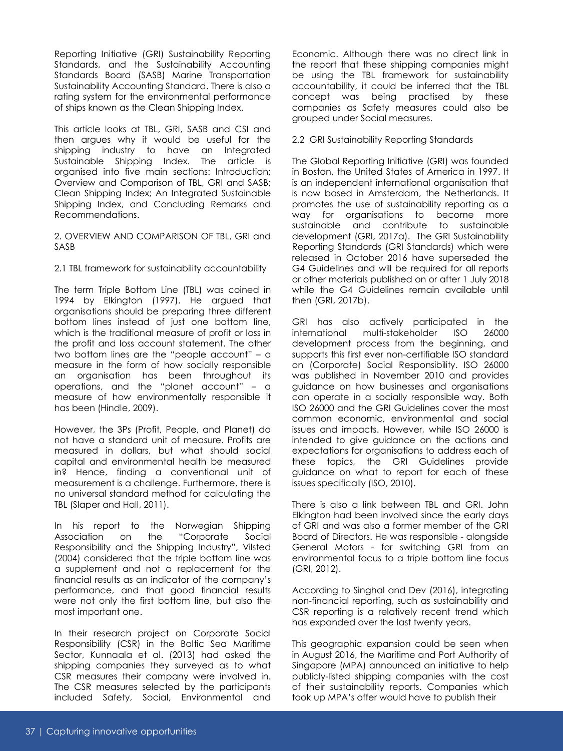Reporting Initiative (GRI) Sustainability Reporting Standards, and the Sustainability Accounting Standards Board (SASB) Marine Transportation Sustainability Accounting Standard. There is also a rating system for the environmental performance of ships known as the Clean Shipping Index.

This article looks at TBL, GRI, SASB and CSI and then argues why it would be useful for the shipping industry to have an Integrated Sustainable Shipping Index. The article is organised into five main sections: Introduction; Overview and Comparison of TBL, GRI and SASB; Clean Shipping Index; An Integrated Sustainable Shipping Index, and Concluding Remarks and Recommendations.

## 2. OVERVIEW AND COMPARISON OF TBL, GRI and SASB

### 2.1 TBL framework for sustainability accountability

The term Triple Bottom Line (TBL) was coined in 1994 by Elkington (1997). He argued that organisations should be preparing three different bottom lines instead of just one bottom line, which is the traditional measure of profit or loss in the profit and loss account statement. The other two bottom lines are the "people account" – a measure in the form of how socially responsible an organisation has been throughout its operations, and the "planet account" – a measure of how environmentally responsible it has been (Hindle, 2009).

However, the 3Ps (Profit, People, and Planet) do not have a standard unit of measure. Profits are measured in dollars, but what should social capital and environmental health be measured in? Hence, finding a conventional unit of measurement is a challenge. Furthermore, there is no universal standard method for calculating the TBL (Slaper and Hall, 2011).

In his report to the Norwegian Shipping Association on the "Corporate Social Responsibility and the Shipping Industry", Vilsted (2004) considered that the triple bottom line was a supplement and not a replacement for the financial results as an indicator of the company's performance, and that good financial results were not only the first bottom line, but also the most important one.

In their research project on Corporate Social Responsibility (CSR) in the Baltic Sea Maritime Sector, Kunnaala et al. (2013) had asked the shipping companies they surveyed as to what CSR measures their company were involved in. The CSR measures selected by the participants included Safety, Social, Environmental and Economic. Although there was no direct link in the report that these shipping companies might be using the TBL framework for sustainability accountability, it could be inferred that the TBL concept was being practised by these companies as Safety measures could also be grouped under Social measures.

### 2.2 GRI Sustainability Reporting Standards

The Global Reporting Initiative (GRI) was founded in Boston, the United States of America in 1997. It is an independent international organisation that is now based in Amsterdam, the Netherlands. It promotes the use of sustainability reporting as a way for organisations to become more sustainable and contribute to sustainable development (GRI, 2017a). The GRI Sustainability Reporting Standards (GRI Standards) which were released in October 2016 have superseded the G4 Guidelines and will be required for all reports or other materials published on or after 1 July 2018 while the G4 Guidelines remain available until then (GRI, 2017b).

GRI has also actively participated in the international multi-stakeholder ISO 26000 development process from the beginning, and supports this first ever non-certifiable ISO standard on (Corporate) Social Responsibility. ISO 26000 was published in November 2010 and provides guidance on how businesses and organisations can operate in a socially responsible way. Both ISO 26000 and the GRI Guidelines cover the most common economic, environmental and social issues and impacts. However, while ISO 26000 is intended to give guidance on the actions and expectations for organisations to address each of these topics, the GRI Guidelines provide guidance on what to report for each of these issues specifically (ISO, 2010).

There is also a link between TBL and GRI. John Elkington had been involved since the early days of GRI and was also a former member of the GRI Board of Directors. He was responsible - alongside General Motors - for switching GRI from an environmental focus to a triple bottom line focus (GRI, 2012).

According to Singhal and Dev (2016), integrating non-financial reporting, such as sustainability and CSR reporting is a relatively recent trend which has expanded over the last twenty years.

This geographic expansion could be seen when in August 2016, the Maritime and Port Authority of Singapore (MPA) announced an initiative to help publicly-listed shipping companies with the cost of their sustainability reports. Companies which took up MPA's offer would have to publish their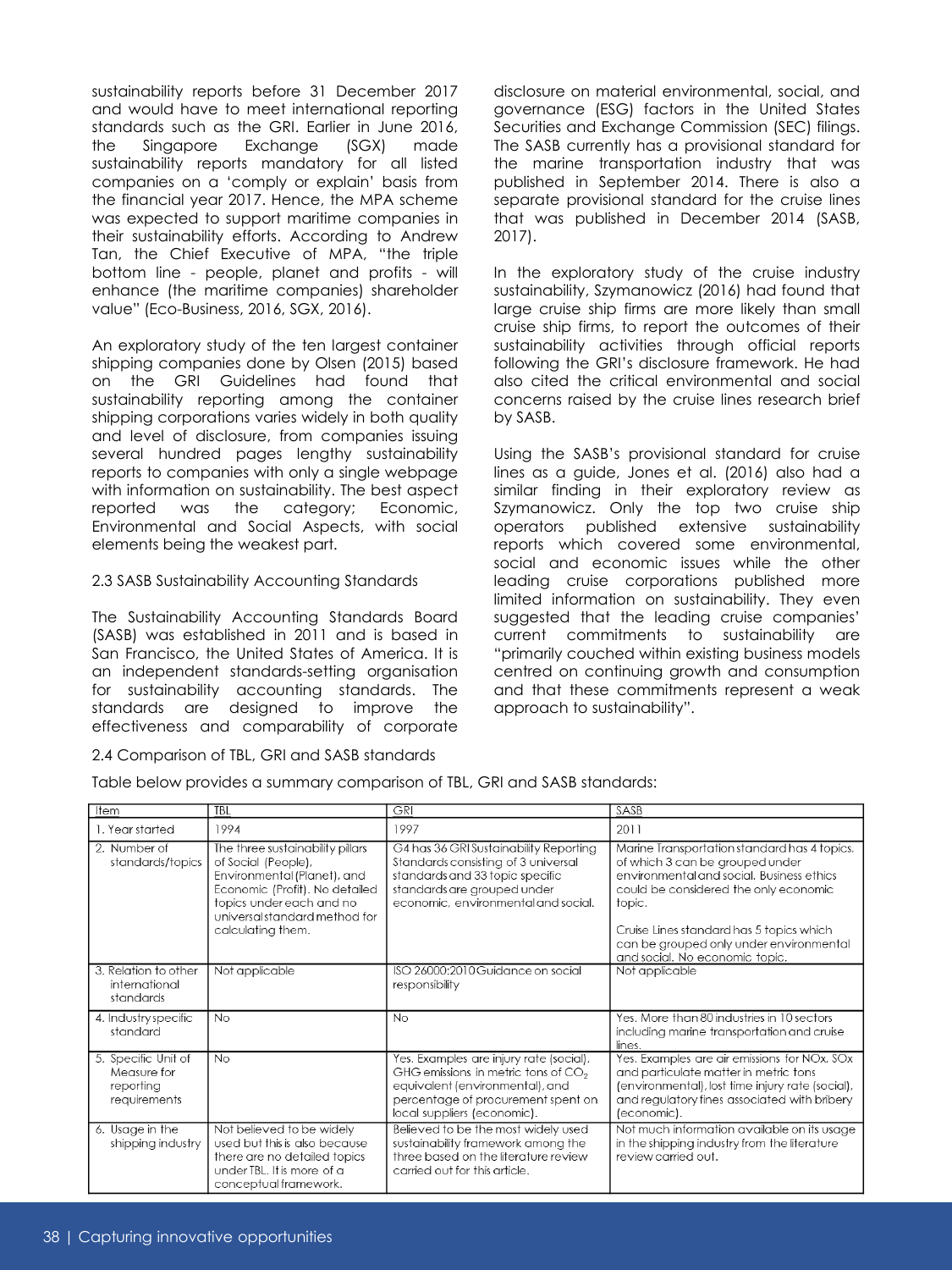sustainability reports before 31 December 2017 and would have to meet international reporting standards such as the GRI. Earlier in June 2016, the Singapore Exchange (SGX) made sustainability reports mandatory for all listed companies on a 'comply or explain' basis from the financial year 2017. Hence, the MPA scheme was expected to support maritime companies in their sustainability efforts. According to Andrew Tan, the Chief Executive of MPA, "the triple bottom line - people, planet and profits - will enhance (the maritime companies) shareholder value" (Eco-Business, 2016, SGX, 2016).

An exploratory study of the ten largest container shipping companies done by Olsen (2015) based on the GRI Guidelines had found that sustainability reporting among the container shipping corporations varies widely in both quality and level of disclosure, from companies issuing several hundred pages lengthy sustainability reports to companies with only a single webpage with information on sustainability. The best aspect reported was the category; Economic, Environmental and Social Aspects, with social elements being the weakest part.

## 2.3 SASB Sustainability Accounting Standards

The Sustainability Accounting Standards Board (SASB) was established in 2011 and is based in San Francisco, the United States of America. It is an independent standards-setting organisation for sustainability accounting standards. The standards are designed to improve the effectiveness and comparability of corporate disclosure on material environmental, social, and governance (ESG) factors in the United States Securities and Exchange Commission (SEC) filings. The SASB currently has a provisional standard for the marine transportation industry that was published in September 2014. There is also a separate provisional standard for the cruise lines that was published in December 2014 (SASB, 2017).

In the exploratory study of the cruise industry sustainability, Szymanowicz (2016) had found that large cruise ship firms are more likely than small cruise ship firms, to report the outcomes of their sustainability activities through official reports following the GRI's disclosure framework. He had also cited the critical environmental and social concerns raised by the cruise lines research brief by SASB.

Using the SASB's provisional standard for cruise lines as a guide, Jones et al. (2016) also had a similar finding in their exploratory review as Szymanowicz. Only the top two cruise ship operators published extensive sustainability reports which covered some environmental, social and economic issues while the other leading cruise corporations published more limited information on sustainability. They even suggested that the leading cruise companies' current commitments to sustainability are "primarily couched within existing business models centred on continuing growth and consumption and that these commitments represent a weak approach to sustainability".

## 2.4 Comparison of TBL, GRI and SASB standards

Table below provides a summary comparison of TBL, GRI and SASB standards:

| Item | TBL | GRI | SASB |
|---|---|---|---|
| 1. Year started | 1994 | 1997 | 2011 |
| 2. Number of standards/topics | The three sustainability pillars of Social (People), Environmental (Planet), and Economic (Profit). No detailed topics under each and no universal standard method for calculating them. | G4 has 36 GRI Sustainability Reporting Standards consisting of 3 universal standards and 33 topic specific standards are grouped under economic, environmental and social. | Marine Transportation standard has 4 topics, of which 3 can be grouped under environmental and social. Business ethics could be considered the only economic topic.<br><br>Cruise Lines standard has 5 topics which can be grouped only under environmental and social. No economic topic. |
| 3. Relation to other international standards | Not applicable | ISO 26000:2010 Guidance on social responsibility | Not applicable |
| 4. Industry specific standard | No | No | Yes. More than 80 industries in 10 sectors including marine transportation and cruise lines. |
| 5. Specific Unit of Measure for reporting requirements | No | Yes. Examples are injury rate (social), GHG emissions in metric tons of $CO_2$ equivalent (environmental), and percentage of procurement spent on local suppliers (economic). | Yes. Examples are air emissions for NOx, SOx and particulate matter in metric tons (environmental), lost time injury rate (social), and regulatory fines associated with bribery (economic). |
| 6. Usage in the shipping industry | Not believed to be widely used but this is also because there are no detailed topics under TBL. It is more of a conceptual framework. | Believed to be the most widely used sustainability framework among the three based on the literature review carried out for this article. | Not much information available on its usage in the shipping industry from the literature review carried out. |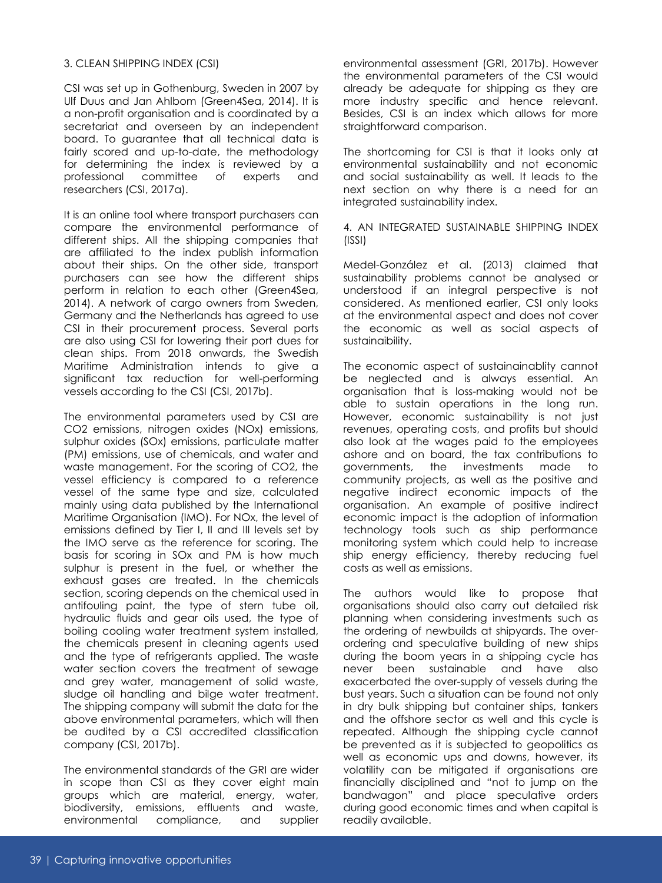## 3. CLEAN SHIPPING INDEX (CSI)

CSI was set up in Gothenburg, Sweden in 2007 by Ulf Duus and Jan Ahlbom (Green4Sea, 2014). It is a non-profit organisation and is coordinated by a secretariat and overseen by an independent board. To guarantee that all technical data is fairly scored and up-to-date, the methodology for determining the index is reviewed by a professional committee of experts and researchers (CSI, 2017a).

It is an online tool where transport purchasers can compare the environmental performance of different ships. All the shipping companies that are affiliated to the index publish information about their ships. On the other side, transport purchasers can see how the different ships perform in relation to each other (Green4Sea, 2014). A network of cargo owners from Sweden, Germany and the Netherlands has agreed to use CSI in their procurement process. Several ports are also using CSI for lowering their port dues for clean ships. From 2018 onwards, the Swedish Maritime Administration intends to give a significant tax reduction for well-performing vessels according to the CSI (CSI, 2017b).

The environmental parameters used by CSI are $CO_2$ emissions, nitrogen oxides ($NO_x$) emissions, sulphur oxides ($SO_x$) emissions, particulate matter (PM) emissions, use of chemicals, and water and waste management. For the scoring of $CO_2$, the vessel efficiency is compared to a reference vessel of the same type and size, calculated mainly using data published by the International Maritime Organisation (IMO). For $NO_x$, the level of emissions defined by Tier I, II and III levels set by the IMO serve as the reference for scoring. The basis for scoring in $SO_x$ and PM is how much sulphur is present in the fuel, or whether the exhaust gases are treated. In the chemicals section, scoring depends on the chemical used in antifouling paint, the type of stern tube oil, hydraulic fluids and gear oils used, the type of boiling cooling water treatment system installed, the chemicals present in cleaning agents used and the type of refrigerants applied. The waste water section covers the treatment of sewage and grey water, management of solid waste, sludge oil handling and bilge water treatment. The shipping company will submit the data for the above environmental parameters, which will then be audited by a CSI accredited classification company (CSI, 2017b).

The environmental standards of the GRI are wider in scope than CSI as they cover eight main groups which are material, energy, water, biodiversity, emissions, effluents and waste, environmental compliance, and supplier environmental assessment (GRI, 2017b). However the environmental parameters of the CSI would already be adequate for shipping as they are more industry specific and hence relevant. Besides, CSI is an index which allows for more straightforward comparison.

The shortcoming for CSI is that it looks only at environmental sustainability and not economic and social sustainability as well. It leads to the next section on why there is a need for an integrated sustainability index.

## 4. AN INTEGRATED SUSTAINABLE SHIPPING INDEX (ISSI)

Medel-González et al. (2013) claimed that sustainability problems cannot be analysed or understood if an integral perspective is not considered. As mentioned earlier, CSI only looks at the environmental aspect and does not cover the economic as well as social aspects of sustainaibility.

The economic aspect of sustainainablity cannot be neglected and is always essential. An organisation that is loss-making would not be able to sustain operations in the long run. However, economic sustainability is not just revenues, operating costs, and profits but should also look at the wages paid to the employees ashore and on board, the tax contributions to governments, the investments made to community projects, as well as the positive and negative indirect economic impacts of the organisation. An example of positive indirect economic impact is the adoption of information technology tools such as ship performance monitoring system which could help to increase ship energy efficiency, thereby reducing fuel costs as well as emissions.

The authors would like to propose that organisations should also carry out detailed risk planning when considering investments such as the ordering of newbuilds at shipyards. The over-ordering and speculative building of new ships during the boom years in a shipping cycle has never been sustainable and have also exacerbated the over-supply of vessels during the bust years. Such a situation can be found not only in dry bulk shipping but container ships, tankers and the offshore sector as well and this cycle is repeated. Although the shipping cycle cannot be prevented as it is subjected to geopolitics as well as economic ups and downs, however, its volatility can be mitigated if organisations are financially disciplined and "not to jump on the bandwagon" and place speculative orders during good economic times and when capital is readily available.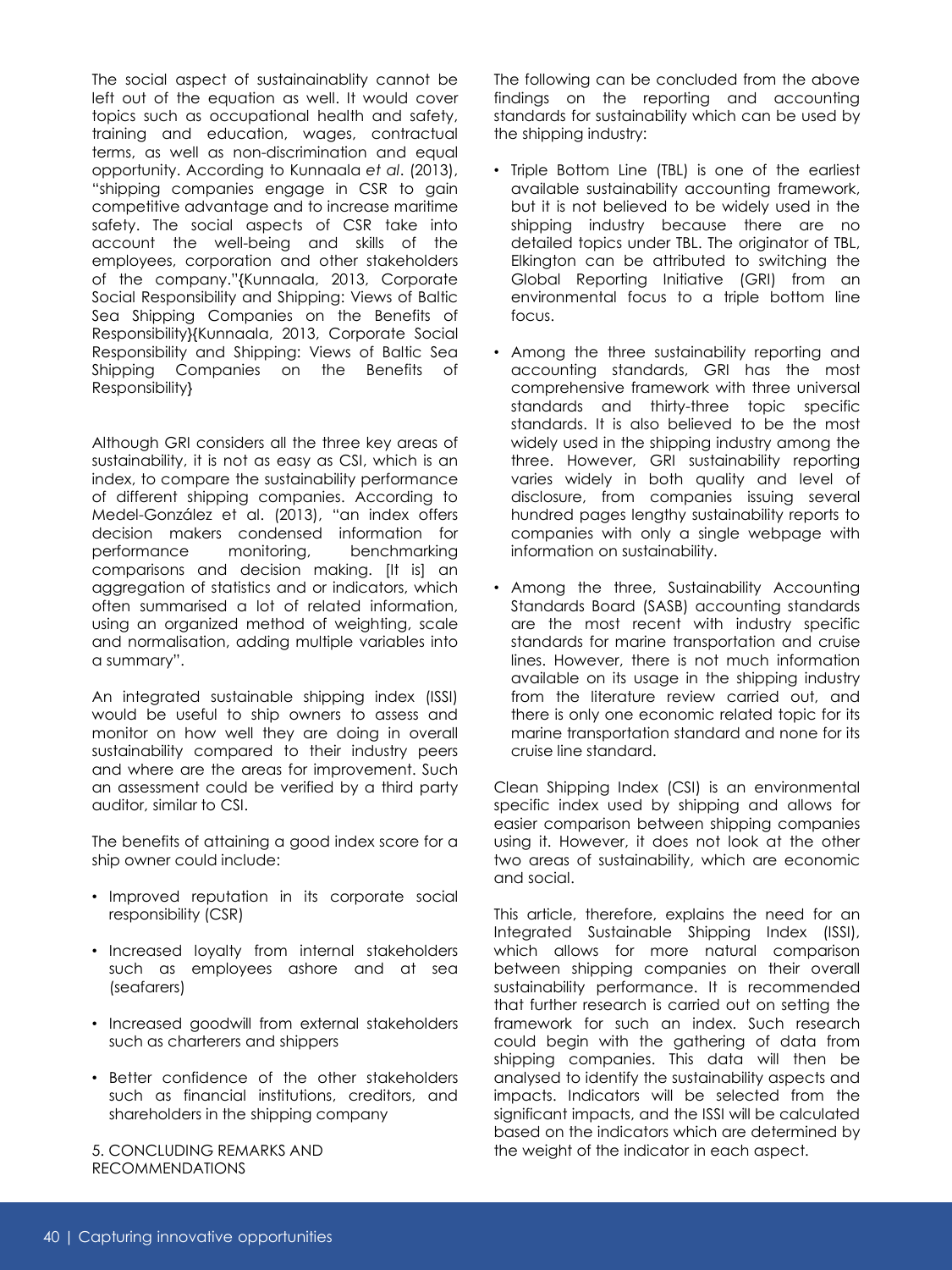The social aspect of sustainainablity cannot be left out of the equation as well. It would cover topics such as occupational health and safety, training and education, wages, contractual terms, as well as non-discrimination and equal opportunity. According to Kunnaala *et al*. (2013), "shipping companies engage in CSR to gain competitive advantage and to increase maritime safety. The social aspects of CSR take into account the well-being and skills of the employees, corporation and other stakeholders of the company."{Kunnaala, 2013, Corporate Social Responsibility and Shipping: Views of Baltic Sea Shipping Companies on the Benefits of Responsibility}{Kunnaala, 2013, Corporate Social Responsibility and Shipping: Views of Baltic Sea Shipping Companies on the Benefits of Responsibility}

Although GRI considers all the three key areas of sustainability, it is not as easy as CSI, which is an index, to compare the sustainability performance of different shipping companies. According to Medel-González et al. (2013), "an index offers decision makers condensed information for performance monitoring, benchmarking comparisons and decision making. [It is] an aggregation of statistics and or indicators, which often summarised a lot of related information, using an organized method of weighting, scale and normalisation, adding multiple variables into a summary".

An integrated sustainable shipping index (ISSI) would be useful to ship owners to assess and monitor on how well they are doing in overall sustainability compared to their industry peers and where are the areas for improvement. Such an assessment could be verified by a third party auditor, similar to CSI.

The benefits of attaining a good index score for a ship owner could include:

- Improved reputation in its corporate social responsibility (CSR)
- Increased loyalty from internal stakeholders such as employees ashore and at sea (seafarers)
- Increased goodwill from external stakeholders such as charterers and shippers
- Better confidence of the other stakeholders such as financial institutions, creditors, and shareholders in the shipping company

## 5. CONCLUDING REMARKS AND RECOMMENDATIONS

The following can be concluded from the above findings on the reporting and accounting standards for sustainability which can be used by the shipping industry:

- Triple Bottom Line (TBL) is one of the earliest available sustainability accounting framework, but it is not believed to be widely used in the shipping industry because there are no detailed topics under TBL. The originator of TBL, Elkington can be attributed to switching the Global Reporting Initiative (GRI) from an environmental focus to a triple bottom line focus.
- Among the three sustainability reporting and accounting standards, GRI has the most comprehensive framework with three universal standards and thirty-three topic specific standards. It is also believed to be the most widely used in the shipping industry among the three. However, GRI sustainability reporting varies widely in both quality and level of disclosure, from companies issuing several hundred pages lengthy sustainability reports to companies with only a single webpage with information on sustainability.
- Among the three, Sustainability Accounting Standards Board (SASB) accounting standards are the most recent with industry specific standards for marine transportation and cruise lines. However, there is not much information available on its usage in the shipping industry from the literature review carried out, and there is only one economic related topic for its marine transportation standard and none for its cruise line standard.

Clean Shipping Index (CSI) is an environmental specific index used by shipping and allows for easier comparison between shipping companies using it. However, it does not look at the other two areas of sustainability, which are economic and social.

This article, therefore, explains the need for an Integrated Sustainable Shipping Index (ISSI), which allows for more natural comparison between shipping companies on their overall sustainability performance. It is recommended that further research is carried out on setting the framework for such an index. Such research could begin with the gathering of data from shipping companies. This data will then be analysed to identify the sustainability aspects and impacts. Indicators will be selected from the significant impacts, and the ISSI will be calculated based on the indicators which are determined by the weight of the indicator in each aspect.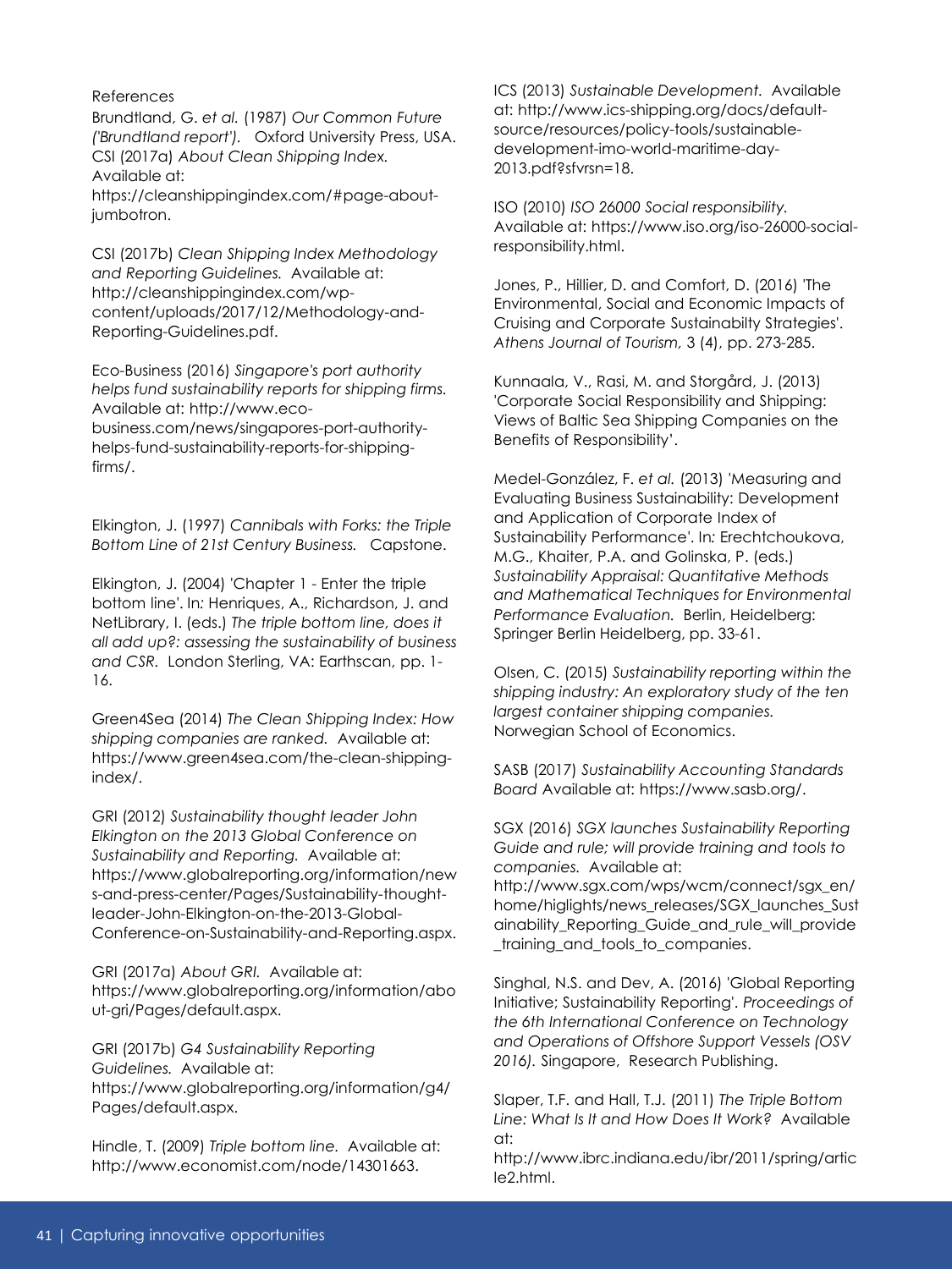References

Brundtland, G. *et al.* (1987) *Our Common Future ('Brundtland report')*. Oxford University Press, USA.

CSI (2017a) *About Clean Shipping Index.* Available at: https://cleanshippingindex.com/#page-about-jumbotron.

CSI (2017b) *Clean Shipping Index Methodology and Reporting Guidelines.* Available at: http://cleanshippingindex.com/wp-content/uploads/2017/12/Methodology-and-Reporting-Guidelines.pdf.

Eco-Business (2016) *Singapore's port authority helps fund sustainability reports for shipping firms.* Available at: http://www.eco-business.com/news/singapores-port-authority-helps-fund-sustainability-reports-for-shipping-firms/.

Elkington, J. (1997) *Cannibals with Forks: the Triple Bottom Line of 21st Century Business.* Capstone.

Elkington, J. (2004) 'Chapter 1 - Enter the triple bottom line'. In: Henriques, A., Richardson, J. and NetLibrary, I. (eds.) *The triple bottom line, does it all add up?: assessing the sustainability of business and CSR.* London Sterling, VA: Earthscan, pp. 1-16.

Green4Sea (2014) *The Clean Shipping Index: How shipping companies are ranked.* Available at: https://www.green4sea.com/the-clean-shipping-index/.

GRI (2012) *Sustainability thought leader John Elkington on the 2013 Global Conference on Sustainability and Reporting.* Available at: https://www.globalreporting.org/information/news-and-press-center/Pages/Sustainability-thought-leader-John-Elkington-on-the-2013-Global-Conference-on-Sustainability-and-Reporting.aspx.

GRI (2017a) *About GRI.* Available at: https://www.globalreporting.org/information/about-gri/Pages/default.aspx.

GRI (2017b) *G4 Sustainability Reporting Guidelines.* Available at: https://www.globalreporting.org/information/g4/Pages/default.aspx.

Hindle, T. (2009) *Triple bottom line.* Available at: http://www.economist.com/node/14301663.

ICS (2013) *Sustainable Development.* Available at: http://www.ics-shipping.org/docs/default-source/resources/policy-tools/sustainable-development-imo-world-maritime-day-2013.pdf?sfvrsn=18.

ISO (2010) *ISO 26000 Social responsibility.* Available at: https://www.iso.org/iso-26000-social-responsibility.html.

Jones, P., Hillier, D. and Comfort, D. (2016) 'The Environmental, Social and Economic Impacts of Cruising and Corporate Sustainabilty Strategies'. *Athens Journal of Tourism,* 3 (4), pp. 273-285.

Kunnaala, V., Rasi, M. and Storgård, J. (2013) 'Corporate Social Responsibility and Shipping: Views of Baltic Sea Shipping Companies on the Benefits of Responsibility'.

Medel-González, F. *et al.* (2013) 'Measuring and Evaluating Business Sustainability: Development and Application of Corporate Index of Sustainability Performance'. In: Erechtchoukova, M.G., Khaiter, P.A. and Golinska, P. (eds.) *Sustainability Appraisal: Quantitative Methods and Mathematical Techniques for Environmental Performance Evaluation.* Berlin, Heidelberg: Springer Berlin Heidelberg, pp. 33-61.

Olsen, C. (2015) *Sustainability reporting within the shipping industry: An exploratory study of the ten largest container shipping companies.* Norwegian School of Economics.

SASB (2017) *Sustainability Accounting Standards Board* Available at: https://www.sasb.org/.

SGX (2016) *SGX launches Sustainability Reporting Guide and rule; will provide training and tools to companies.* Available at: http://www.sgx.com/wps/wcm/connect/sgx_en/home/higlights/news_releases/SGX_launches_Sustainability_Reporting_Guide_and_rule_will_provide_training_and_tools_to_companies.

Singhal, N.S. and Dev, A. (2016) 'Global Reporting Initiative; Sustainability Reporting'. *Proceedings of the 6th International Conference on Technology and Operations of Offshore Support Vessels (OSV 2016).* Singapore, Research Publishing.

Slaper, T.F. and Hall, T.J. (2011) *The Triple Bottom Line: What Is It and How Does It Work?* Available at: http://www.ibrc.indiana.edu/ibr/2011/spring/article2.html.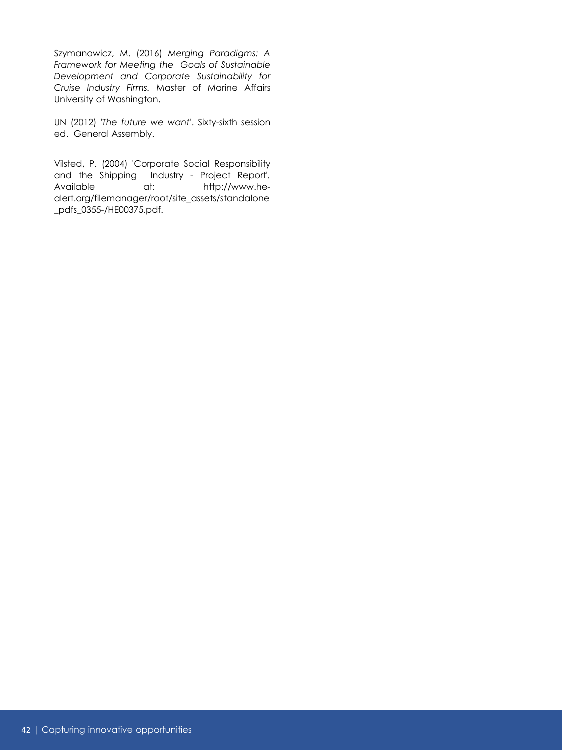Szymanowicz, M. (2016) *Merging Paradigms: A Framework for Meeting the Goals of Sustainable Development and Corporate Sustainability for Cruise Industry Firms.* Master of Marine Affairs University of Washington.

UN (2012) *'The future we want'*. Sixty-sixth session ed. General Assembly.

Vilsted, P. (2004) 'Corporate Social Responsibility and the Shipping Industry - Project Report'. Available at: http://www.he-alert.org/filemanager/root/site_assets/standalone_pdfs_0355-/HE00375.pdf.